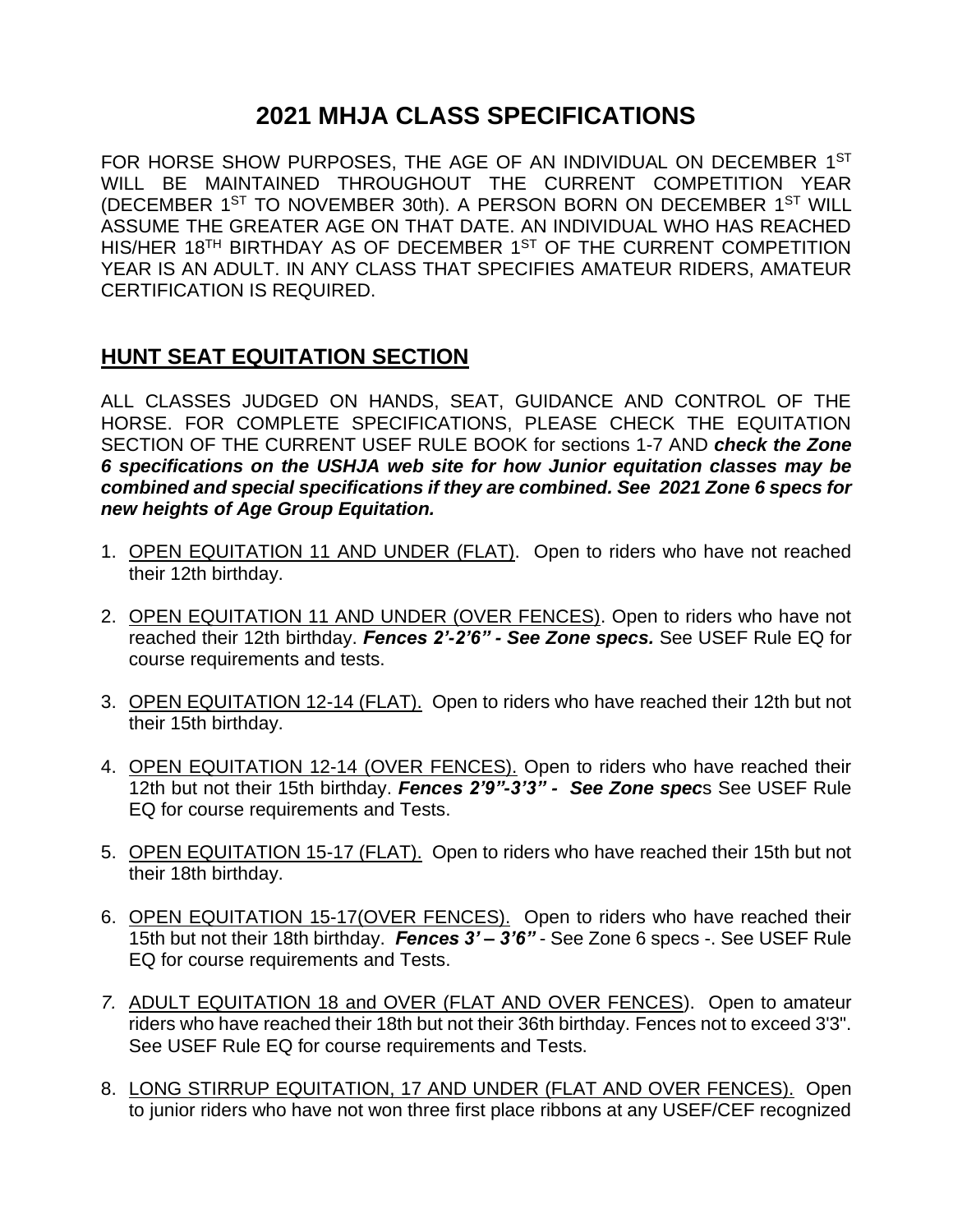# 2021 MHJA CLASS SPECIFICATIONS

FOR HORSE SHOW PURPOSES, THE AGE OF AN INDIVIDUAL ON DECEMBER 1ST WILL BE MAINTAINED THROUGHOUT THE CURRENT COMPETITION YEAR (DECEMBER 1ST TO NOVEMBER 30th). A PERSON BORN ON DECEMBER 1ST WILL ASSUME THE GREATER AGE ON THAT DATE. AN INDIVIDUAL WHO HAS REACHED HIS/HER 18TH BIRTHDAY AS OF DECEMBER 1ST OF THE CURRENT COMPETITION YEAR IS AN ADULT. IN ANY CLASS THAT SPECIFIES AMATEUR RIDERS, AMATEUR CERTIFICATION IS REQUIRED.

## HUNT SEAT EQUITATION SECTION

ALL CLASSES JUDGED ON HANDS, SEAT, GUIDANCE AND CONTROL OF THE HORSE. FOR COMPLETE SPECIFICATIONS, PLEASE CHECK THE EQUITATION SECTION OF THE CURRENT USEF RULE BOOK for sections 1-7 AND ***check the Zone 6 specifications on the USHJA web site for how Junior equitation classes may be combined and special specifications if they are combined. See 2021 Zone 6 specs for new heights of Age Group Equitation.***

1. OPEN EQUITATION 11 AND UNDER (FLAT). Open to riders who have not reached their 12th birthday.
2. OPEN EQUITATION 11 AND UNDER (OVER FENCES). Open to riders who have not reached their 12th birthday. ***Fences 2'-2'6" - See Zone specs.*** See USEF Rule EQ for course requirements and tests.
3. OPEN EQUITATION 12-14 (FLAT). Open to riders who have reached their 12th but not their 15th birthday.
4. OPEN EQUITATION 12-14 (OVER FENCES). Open to riders who have reached their 12th but not their 15th birthday. ***Fences 2'9"-3'3" - See Zone spec***s See USEF Rule EQ for course requirements and Tests.
5. OPEN EQUITATION 15-17 (FLAT). Open to riders who have reached their 15th but not their 18th birthday.
6. OPEN EQUITATION 15-17(OVER FENCES). Open to riders who have reached their 15th but not their 18th birthday. ***Fences 3' – 3'6"*** - See Zone 6 specs -. See USEF Rule EQ for course requirements and Tests.
7. ADULT EQUITATION 18 and OVER (FLAT AND OVER FENCES). Open to amateur riders who have reached their 18th but not their 36th birthday. Fences not to exceed 3'3". See USEF Rule EQ for course requirements and Tests.
8. LONG STIRRUP EQUITATION, 17 AND UNDER (FLAT AND OVER FENCES). Open to junior riders who have not won three first place ribbons at any USEF/CEF recognized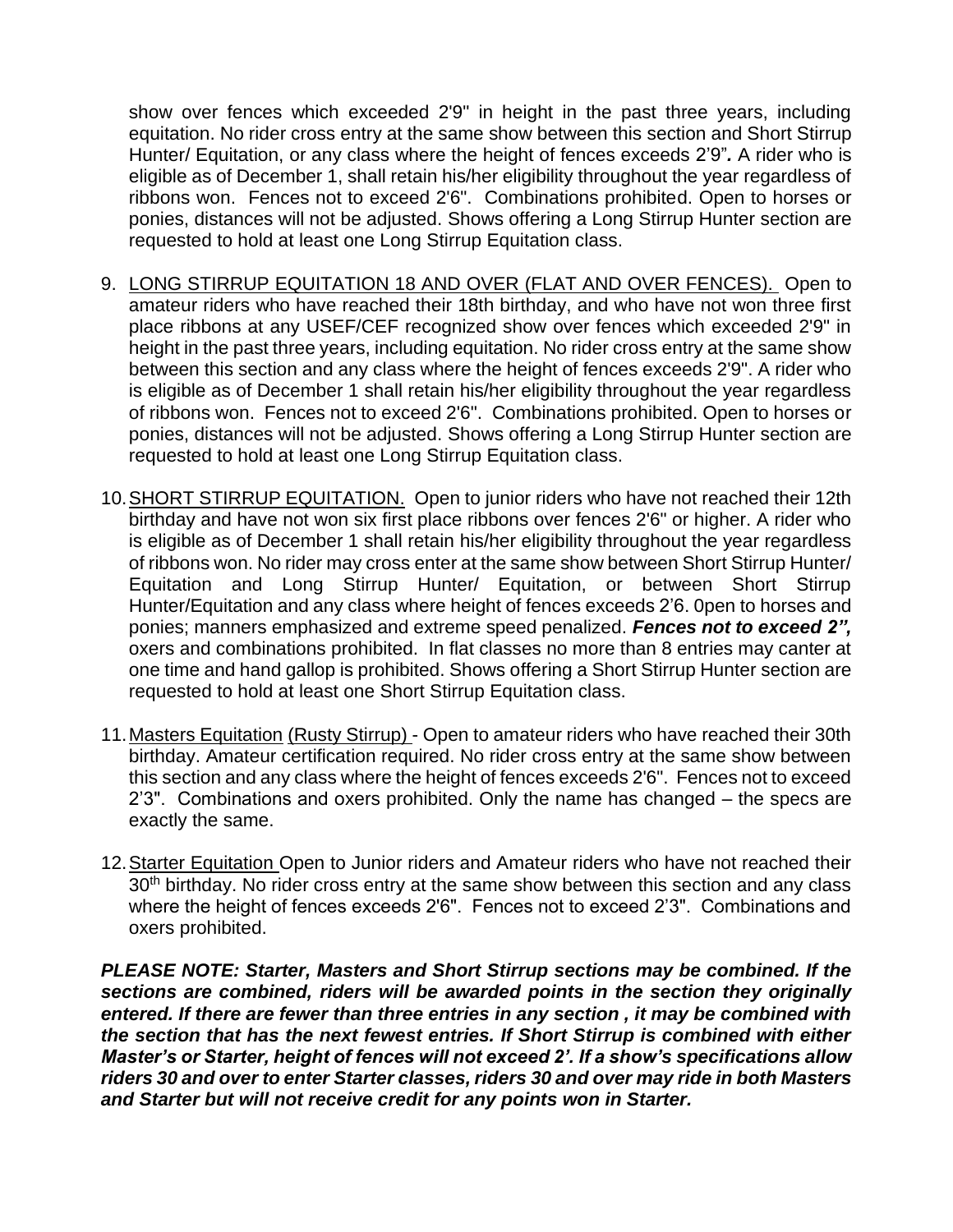show over fences which exceeded 2'9" in height in the past three years, including equitation. No rider cross entry at the same show between this section and Short Stirrup Hunter/ Equitation, or any class where the height of fences exceeds 2'9"*.* A rider who is eligible as of December 1, shall retain his/her eligibility throughout the year regardless of ribbons won. Fences not to exceed 2'6". Combinations prohibited. Open to horses or ponies, distances will not be adjusted. Shows offering a Long Stirrup Hunter section are requested to hold at least one Long Stirrup Equitation class.

9. <u>LONG STIRRUP EQUITATION 18 AND OVER (FLAT AND OVER FENCES).</u> Open to amateur riders who have reached their 18th birthday, and who have not won three first place ribbons at any USEF/CEF recognized show over fences which exceeded 2'9" in height in the past three years, including equitation. No rider cross entry at the same show between this section and any class where the height of fences exceeds 2'9". A rider who is eligible as of December 1 shall retain his/her eligibility throughout the year regardless of ribbons won. Fences not to exceed 2'6". Combinations prohibited. Open to horses or ponies, distances will not be adjusted. Shows offering a Long Stirrup Hunter section are requested to hold at least one Long Stirrup Equitation class.

10. <u>SHORT STIRRUP EQUITATION.</u> Open to junior riders who have not reached their 12th birthday and have not won six first place ribbons over fences 2'6" or higher. A rider who is eligible as of December 1 shall retain his/her eligibility throughout the year regardless of ribbons won. No rider may cross enter at the same show between Short Stirrup Hunter/ Equitation and Long Stirrup Hunter/ Equitation, or between Short Stirrup Hunter/Equitation and any class where height of fences exceeds 2'6. 0pen to horses and ponies; manners emphasized and extreme speed penalized. ***Fences not to exceed 2",*** oxers and combinations prohibited. In flat classes no more than 8 entries may canter at one time and hand gallop is prohibited. Shows offering a Short Stirrup Hunter section are requested to hold at least one Short Stirrup Equitation class.

11. <u>Masters Equitation</u> <u>(Rusty Stirrup)</u> - Open to amateur riders who have reached their 30th birthday. Amateur certification required. No rider cross entry at the same show between this section and any class where the height of fences exceeds 2'6". Fences not to exceed 2'3". Combinations and oxers prohibited. Only the name has changed – the specs are exactly the same.

12. <u>Starter Equitation</u> Open to Junior riders and Amateur riders who have not reached their 30th birthday. No rider cross entry at the same show between this section and any class where the height of fences exceeds 2'6". Fences not to exceed 2'3". Combinations and oxers prohibited.

***PLEASE NOTE: Starter, Masters and Short Stirrup sections may be combined. If the sections are combined, riders will be awarded points in the section they originally entered. If there are fewer than three entries in any section , it may be combined with the section that has the next fewest entries. If Short Stirrup is combined with either Master's or Starter, height of fences will not exceed 2'. If a show's specifications allow riders 30 and over to enter Starter classes, riders 30 and over may ride in both Masters and Starter but will not receive credit for any points won in Starter.***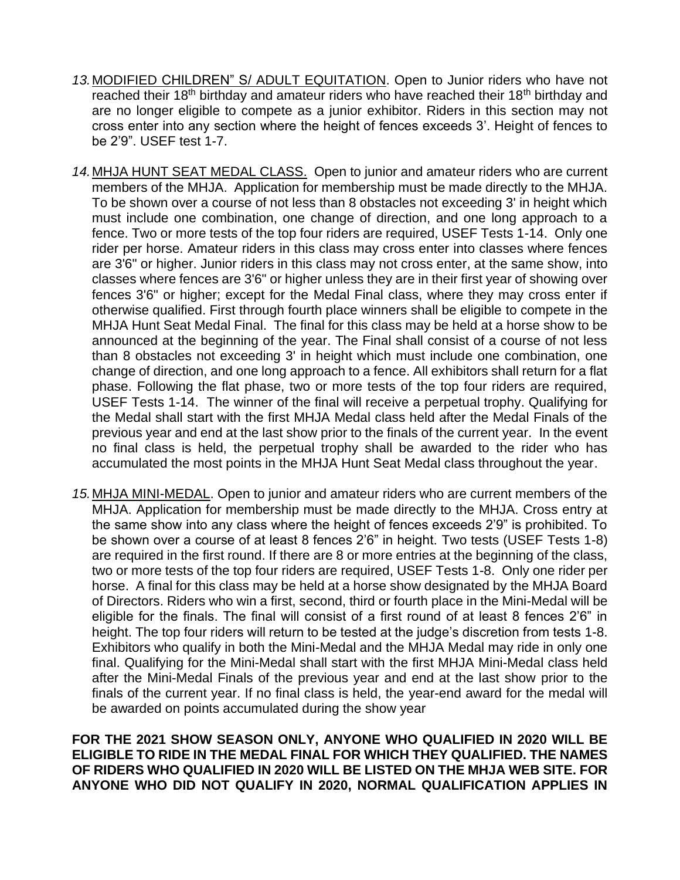13. MODIFIED CHILDREN" S/ ADULT EQUITATION. Open to Junior riders who have not reached their 18th birthday and amateur riders who have reached their 18th birthday and are no longer eligible to compete as a junior exhibitor. Riders in this section may not cross enter into any section where the height of fences exceeds 3'. Height of fences to be 2'9". USEF test 1-7.

14. MHJA HUNT SEAT MEDAL CLASS. Open to junior and amateur riders who are current members of the MHJA. Application for membership must be made directly to the MHJA. To be shown over a course of not less than 8 obstacles not exceeding 3' in height which must include one combination, one change of direction, and one long approach to a fence. Two or more tests of the top four riders are required, USEF Tests 1-14. Only one rider per horse. Amateur riders in this class may cross enter into classes where fences are 3'6" or higher. Junior riders in this class may not cross enter, at the same show, into classes where fences are 3'6" or higher unless they are in their first year of showing over fences 3'6" or higher; except for the Medal Final class, where they may cross enter if otherwise qualified. First through fourth place winners shall be eligible to compete in the MHJA Hunt Seat Medal Final. The final for this class may be held at a horse show to be announced at the beginning of the year. The Final shall consist of a course of not less than 8 obstacles not exceeding 3' in height which must include one combination, one change of direction, and one long approach to a fence. All exhibitors shall return for a flat phase. Following the flat phase, two or more tests of the top four riders are required, USEF Tests 1-14. The winner of the final will receive a perpetual trophy. Qualifying for the Medal shall start with the first MHJA Medal class held after the Medal Finals of the previous year and end at the last show prior to the finals of the current year. In the event no final class is held, the perpetual trophy shall be awarded to the rider who has accumulated the most points in the MHJA Hunt Seat Medal class throughout the year.

15. MHJA MINI-MEDAL. Open to junior and amateur riders who are current members of the MHJA. Application for membership must be made directly to the MHJA. Cross entry at the same show into any class where the height of fences exceeds 2'9" is prohibited. To be shown over a course of at least 8 fences 2'6" in height. Two tests (USEF Tests 1-8) are required in the first round. If there are 8 or more entries at the beginning of the class, two or more tests of the top four riders are required, USEF Tests 1-8. Only one rider per horse. A final for this class may be held at a horse show designated by the MHJA Board of Directors. Riders who win a first, second, third or fourth place in the Mini-Medal will be eligible for the finals. The final will consist of a first round of at least 8 fences 2'6" in height. The top four riders will return to be tested at the judge's discretion from tests 1-8. Exhibitors who qualify in both the Mini-Medal and the MHJA Medal may ride in only one final. Qualifying for the Mini-Medal shall start with the first MHJA Mini-Medal class held after the Mini-Medal Finals of the previous year and end at the last show prior to the finals of the current year. If no final class is held, the year-end award for the medal will be awarded on points accumulated during the show year

**FOR THE 2021 SHOW SEASON ONLY, ANYONE WHO QUALIFIED IN 2020 WILL BE ELIGIBLE TO RIDE IN THE MEDAL FINAL FOR WHICH THEY QUALIFIED. THE NAMES OF RIDERS WHO QUALIFIED IN 2020 WILL BE LISTED ON THE MHJA WEB SITE. FOR ANYONE WHO DID NOT QUALIFY IN 2020, NORMAL QUALIFICATION APPLIES IN**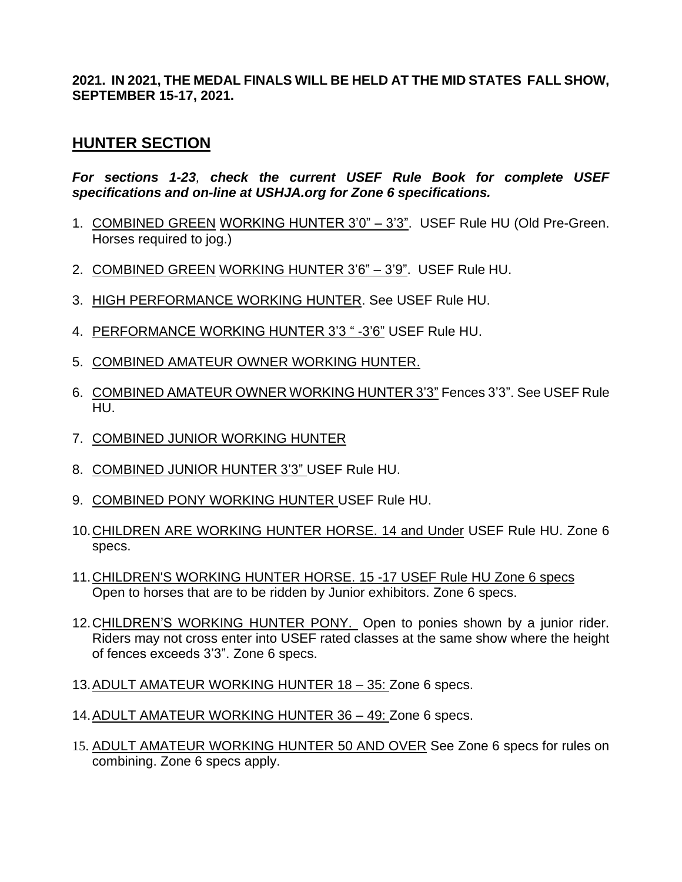**2021. IN 2021, THE MEDAL FINALS WILL BE HELD AT THE MID STATES FALL SHOW, SEPTEMBER 15-17, 2021.**

## HUNTER SECTION

***For sections 1-23, check the current USEF Rule Book for complete USEF specifications and on-line at USHJA.org for Zone 6 specifications.***

1. COMBINED GREEN WORKING HUNTER 3'0" – 3'3". USEF Rule HU (Old Pre-Green. Horses required to jog.)
2. COMBINED GREEN WORKING HUNTER 3'6" – 3'9". USEF Rule HU.
3. HIGH PERFORMANCE WORKING HUNTER. See USEF Rule HU.
4. PERFORMANCE WORKING HUNTER 3'3 " -3'6" USEF Rule HU.
5. COMBINED AMATEUR OWNER WORKING HUNTER.
6. COMBINED AMATEUR OWNER WORKING HUNTER 3'3" Fences 3'3". See USEF Rule HU.
7. COMBINED JUNIOR WORKING HUNTER
8. COMBINED JUNIOR HUNTER 3'3" USEF Rule HU.
9. COMBINED PONY WORKING HUNTER USEF Rule HU.
10. CHILDREN ARE WORKING HUNTER HORSE. 14 and Under USEF Rule HU. Zone 6 specs.
11. CHILDREN'S WORKING HUNTER HORSE. 15 -17 USEF Rule HU Zone 6 specs Open to horses that are to be ridden by Junior exhibitors. Zone 6 specs.
12. CHILDREN'S WORKING HUNTER PONY. Open to ponies shown by a junior rider. Riders may not cross enter into USEF rated classes at the same show where the height of fences exceeds 3'3". Zone 6 specs.
13. ADULT AMATEUR WORKING HUNTER 18 – 35: Zone 6 specs.
14. ADULT AMATEUR WORKING HUNTER 36 – 49: Zone 6 specs.
15. ADULT AMATEUR WORKING HUNTER 50 AND OVER See Zone 6 specs for rules on combining. Zone 6 specs apply.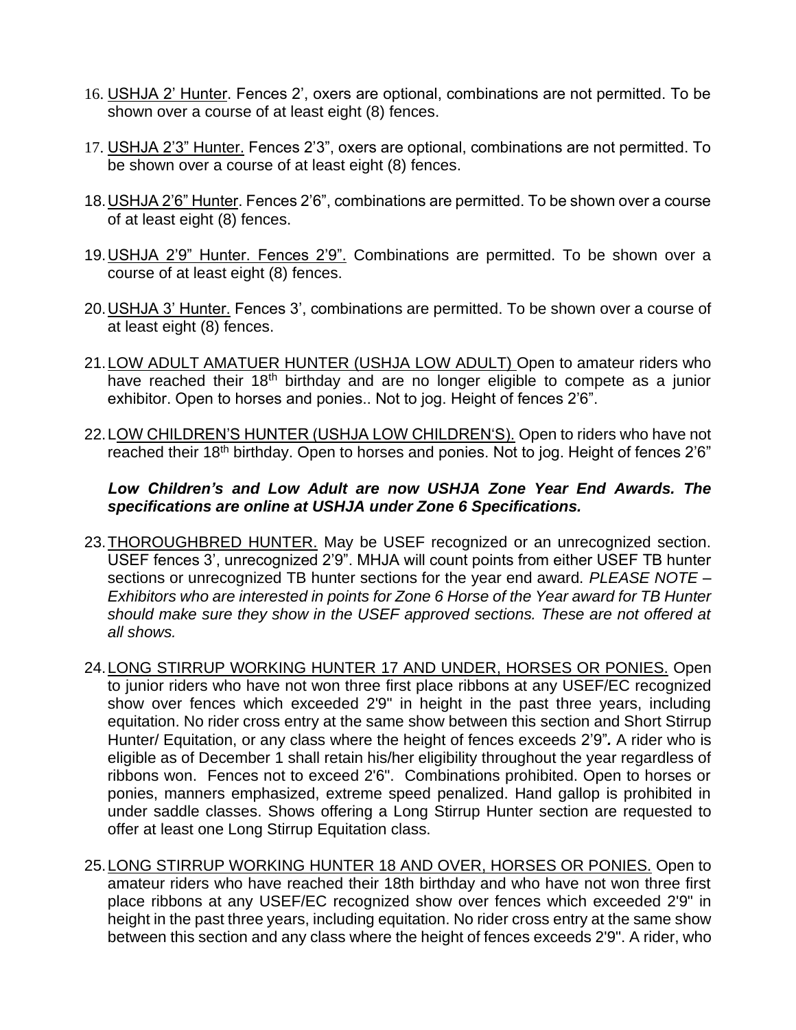16. USHJA 2' Hunter. Fences 2', oxers are optional, combinations are not permitted. To be shown over a course of at least eight (8) fences.

17. USHJA 2'3" Hunter. Fences 2'3", oxers are optional, combinations are not permitted. To be shown over a course of at least eight (8) fences.

18. USHJA 2'6" Hunter. Fences 2'6", combinations are permitted. To be shown over a course of at least eight (8) fences.

19. USHJA 2'9" Hunter. Fences 2'9". Combinations are permitted. To be shown over a course of at least eight (8) fences.

20. USHJA 3' Hunter. Fences 3', combinations are permitted. To be shown over a course of at least eight (8) fences.

21. LOW ADULT AMATUER HUNTER (USHJA LOW ADULT) Open to amateur riders who have reached their 18th birthday and are no longer eligible to compete as a junior exhibitor. Open to horses and ponies.. Not to jog. Height of fences 2'6".

22. LOW CHILDREN'S HUNTER (USHJA LOW CHILDREN'S). Open to riders who have not reached their 18th birthday. Open to horses and ponies. Not to jog. Height of fences 2'6"

***Low Children's and Low Adult are now USHJA Zone Year End Awards. The specifications are online at USHJA under Zone 6 Specifications.***

23. THOROUGHBRED HUNTER. May be USEF recognized or an unrecognized section. USEF fences 3', unrecognized 2'9". MHJA will count points from either USEF TB hunter sections or unrecognized TB hunter sections for the year end award. *PLEASE NOTE – Exhibitors who are interested in points for Zone 6 Horse of the Year award for TB Hunter should make sure they show in the USEF approved sections. These are not offered at all shows.*

24. LONG STIRRUP WORKING HUNTER 17 AND UNDER, HORSES OR PONIES. Open to junior riders who have not won three first place ribbons at any USEF/EC recognized show over fences which exceeded 2'9" in height in the past three years, including equitation. No rider cross entry at the same show between this section and Short Stirrup Hunter/ Equitation, or any class where the height of fences exceeds 2'9". A rider who is eligible as of December 1 shall retain his/her eligibility throughout the year regardless of ribbons won. Fences not to exceed 2'6". Combinations prohibited. Open to horses or ponies, manners emphasized, extreme speed penalized. Hand gallop is prohibited in under saddle classes. Shows offering a Long Stirrup Hunter section are requested to offer at least one Long Stirrup Equitation class.

25. LONG STIRRUP WORKING HUNTER 18 AND OVER, HORSES OR PONIES. Open to amateur riders who have reached their 18th birthday and who have not won three first place ribbons at any USEF/EC recognized show over fences which exceeded 2'9" in height in the past three years, including equitation. No rider cross entry at the same show between this section and any class where the height of fences exceeds 2'9". A rider, who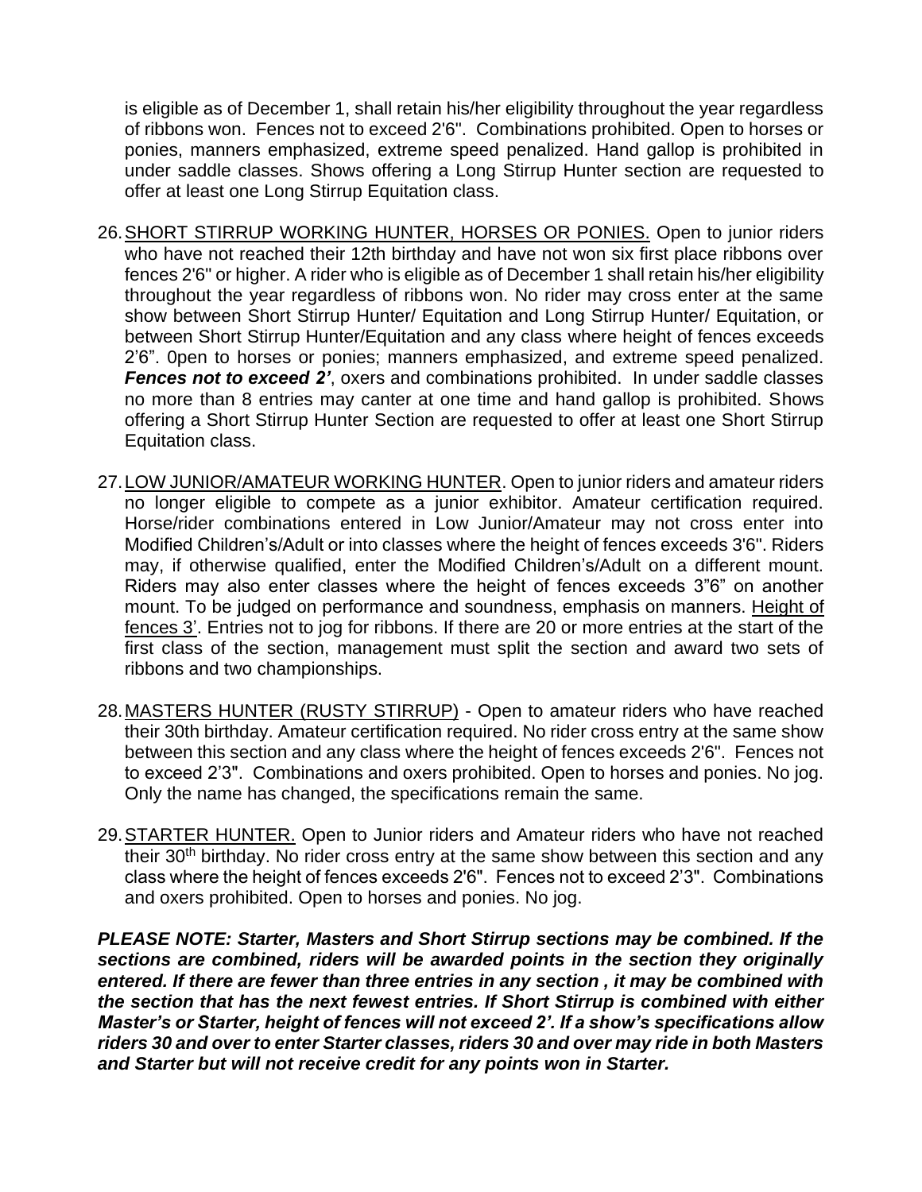is eligible as of December 1, shall retain his/her eligibility throughout the year regardless of ribbons won. Fences not to exceed 2'6". Combinations prohibited. Open to horses or ponies, manners emphasized, extreme speed penalized. Hand gallop is prohibited in under saddle classes. Shows offering a Long Stirrup Hunter section are requested to offer at least one Long Stirrup Equitation class.

26. <u>SHORT STIRRUP WORKING HUNTER, HORSES OR PONIES.</u> Open to junior riders who have not reached their 12th birthday and have not won six first place ribbons over fences 2'6" or higher. A rider who is eligible as of December 1 shall retain his/her eligibility throughout the year regardless of ribbons won. No rider may cross enter at the same show between Short Stirrup Hunter/ Equitation and Long Stirrup Hunter/ Equitation, or between Short Stirrup Hunter/Equitation and any class where height of fences exceeds 2'6". 0pen to horses or ponies; manners emphasized, and extreme speed penalized. ***Fences not to exceed 2'***, oxers and combinations prohibited. In under saddle classes no more than 8 entries may canter at one time and hand gallop is prohibited. Shows offering a Short Stirrup Hunter Section are requested to offer at least one Short Stirrup Equitation class.

27. <u>LOW JUNIOR/AMATEUR WORKING HUNTER</u>. Open to junior riders and amateur riders no longer eligible to compete as a junior exhibitor. Amateur certification required. Horse/rider combinations entered in Low Junior/Amateur may not cross enter into Modified Children's/Adult or into classes where the height of fences exceeds 3'6". Riders may, if otherwise qualified, enter the Modified Children's/Adult on a different mount. Riders may also enter classes where the height of fences exceeds 3"6" on another mount. To be judged on performance and soundness, emphasis on manners. <u>Height of fences 3'</u>. Entries not to jog for ribbons. If there are 20 or more entries at the start of the first class of the section, management must split the section and award two sets of ribbons and two championships.

28. <u>MASTERS HUNTER (RUSTY STIRRUP)</u> - Open to amateur riders who have reached their 30th birthday. Amateur certification required. No rider cross entry at the same show between this section and any class where the height of fences exceeds 2'6". Fences not to exceed 2'3". Combinations and oxers prohibited. Open to horses and ponies. No jog. Only the name has changed, the specifications remain the same.

29. <u>STARTER HUNTER.</u> Open to Junior riders and Amateur riders who have not reached their 30th birthday. No rider cross entry at the same show between this section and any class where the height of fences exceeds 2'6". Fences not to exceed 2'3". Combinations and oxers prohibited. Open to horses and ponies. No jog.

***PLEASE NOTE: Starter, Masters and Short Stirrup sections may be combined. If the sections are combined, riders will be awarded points in the section they originally entered. If there are fewer than three entries in any section , it may be combined with the section that has the next fewest entries. If Short Stirrup is combined with either Master's or Starter, height of fences will not exceed 2'. If a show's specifications allow riders 30 and over to enter Starter classes, riders 30 and over may ride in both Masters and Starter but will not receive credit for any points won in Starter.***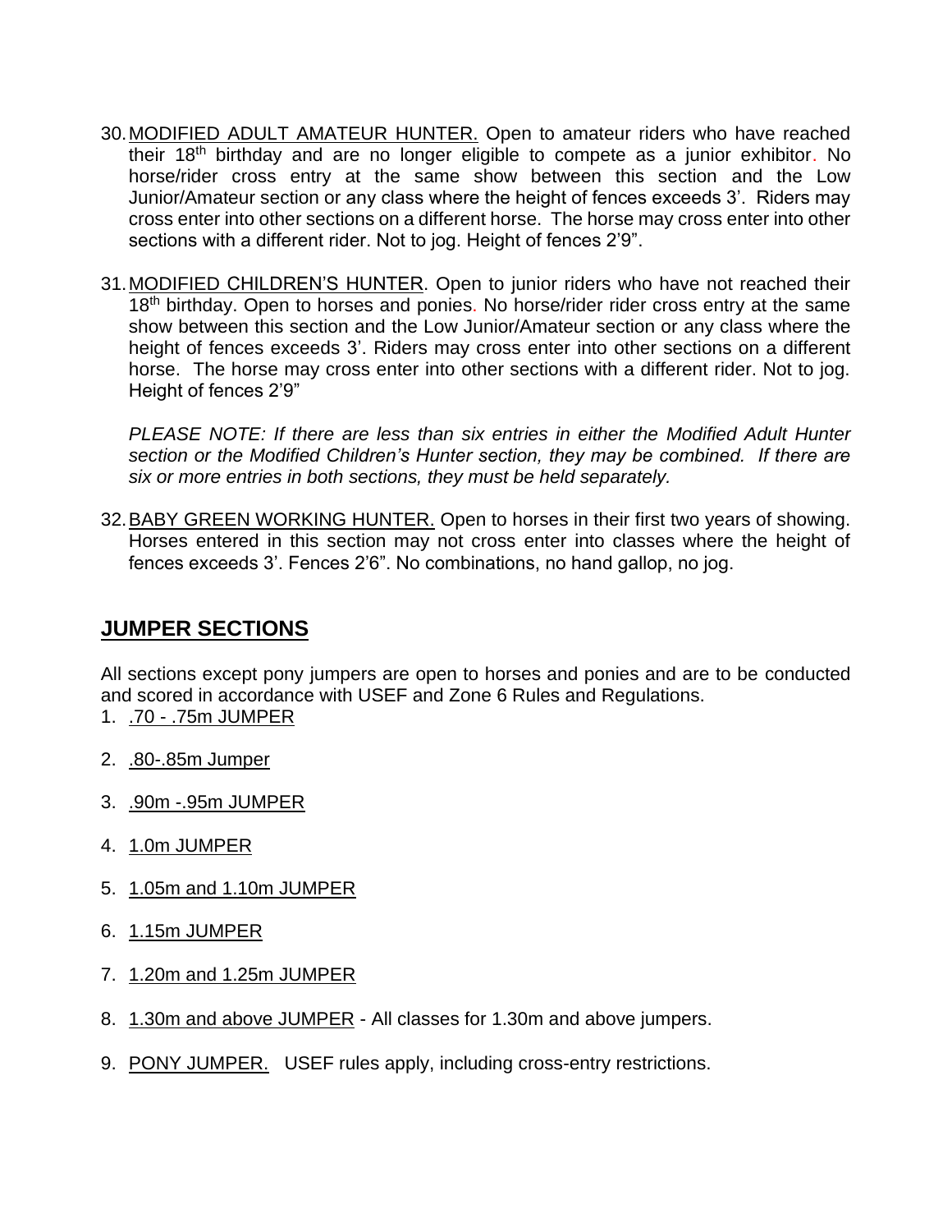30. MODIFIED ADULT AMATEUR HUNTER. Open to amateur riders who have reached their 18th birthday and are no longer eligible to compete as a junior exhibitor. No horse/rider cross entry at the same show between this section and the Low Junior/Amateur section or any class where the height of fences exceeds 3'. Riders may cross enter into other sections on a different horse. The horse may cross enter into other sections with a different rider. Not to jog. Height of fences 2'9".

31. MODIFIED CHILDREN'S HUNTER. Open to junior riders who have not reached their 18th birthday. Open to horses and ponies. No horse/rider rider cross entry at the same show between this section and the Low Junior/Amateur section or any class where the height of fences exceeds 3'. Riders may cross enter into other sections on a different horse. The horse may cross enter into other sections with a different rider. Not to jog. Height of fences 2'9"

    *PLEASE NOTE: If there are less than six entries in either the Modified Adult Hunter section or the Modified Children's Hunter section, they may be combined. If there are six or more entries in both sections, they must be held separately.*

32. BABY GREEN WORKING HUNTER. Open to horses in their first two years of showing. Horses entered in this section may not cross enter into classes where the height of fences exceeds 3'. Fences 2'6". No combinations, no hand gallop, no jog.

## JUMPER SECTIONS

All sections except pony jumpers are open to horses and ponies and are to be conducted and scored in accordance with USEF and Zone 6 Rules and Regulations.

1. .70 - .75m JUMPER
2. .80-.85m Jumper
3. .90m -.95m JUMPER
4. 1.0m JUMPER
5. 1.05m and 1.10m JUMPER
6. 1.15m JUMPER
7. 1.20m and 1.25m JUMPER
8. 1.30m and above JUMPER - All classes for 1.30m and above jumpers.
9. PONY JUMPER. USEF rules apply, including cross-entry restrictions.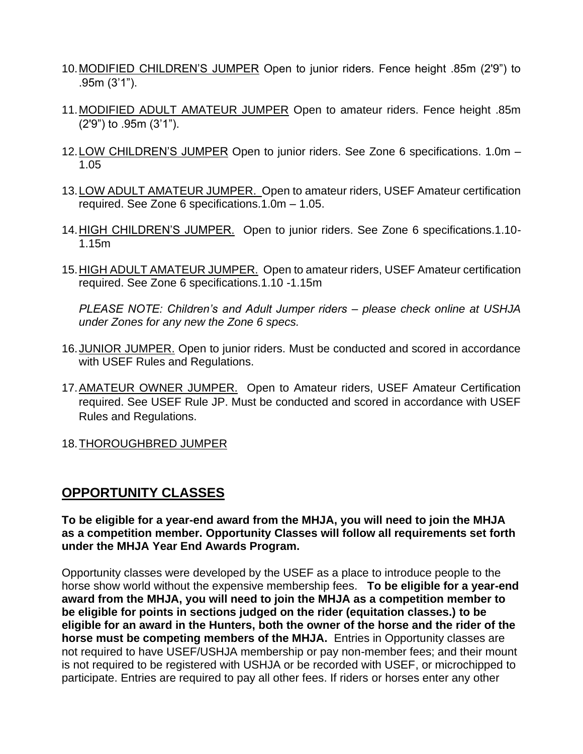10. <u>MODIFIED CHILDREN'S JUMPER</u> Open to junior riders. Fence height .85m (2'9") to .95m (3'1").

11. <u>MODIFIED ADULT AMATEUR JUMPER</u> Open to amateur riders. Fence height .85m (2'9") to .95m (3'1").

12. <u>LOW CHILDREN'S JUMPER</u> Open to junior riders. See Zone 6 specifications. 1.0m – 1.05

13. <u>LOW ADULT AMATEUR JUMPER.</u> Open to amateur riders, USEF Amateur certification required. See Zone 6 specifications.1.0m – 1.05.

14. <u>HIGH CHILDREN'S JUMPER.</u> Open to junior riders. See Zone 6 specifications.1.10-1.15m

15. <u>HIGH ADULT AMATEUR JUMPER.</u> Open to amateur riders, USEF Amateur certification required. See Zone 6 specifications.1.10 -1.15m

    *PLEASE NOTE: Children's and Adult Jumper riders – please check online at USHJA under Zones for any new the Zone 6 specs.*

16. <u>JUNIOR JUMPER.</u> Open to junior riders. Must be conducted and scored in accordance with USEF Rules and Regulations.

17. <u>AMATEUR OWNER JUMPER.</u> Open to Amateur riders, USEF Amateur Certification required. See USEF Rule JP. Must be conducted and scored in accordance with USEF Rules and Regulations.

18. <u>THOROUGHBRED JUMPER</u>

## <u>OPPORTUNITY CLASSES</u>

**To be eligible for a year-end award from the MHJA, you will need to join the MHJA as a competition member. Opportunity Classes will follow all requirements set forth under the MHJA Year End Awards Program.**

Opportunity classes were developed by the USEF as a place to introduce people to the horse show world without the expensive membership fees. **To be eligible for a year-end award from the MHJA, you will need to join the MHJA as a competition member to be eligible for points in sections judged on the rider (equitation classes.) to be eligible for an award in the Hunters, both the owner of the horse and the rider of the horse must be competing members of the MHJA.** Entries in Opportunity classes are not required to have USEF/USHJA membership or pay non-member fees; and their mount is not required to be registered with USHJA or be recorded with USEF, or microchipped to participate. Entries are required to pay all other fees. If riders or horses enter any other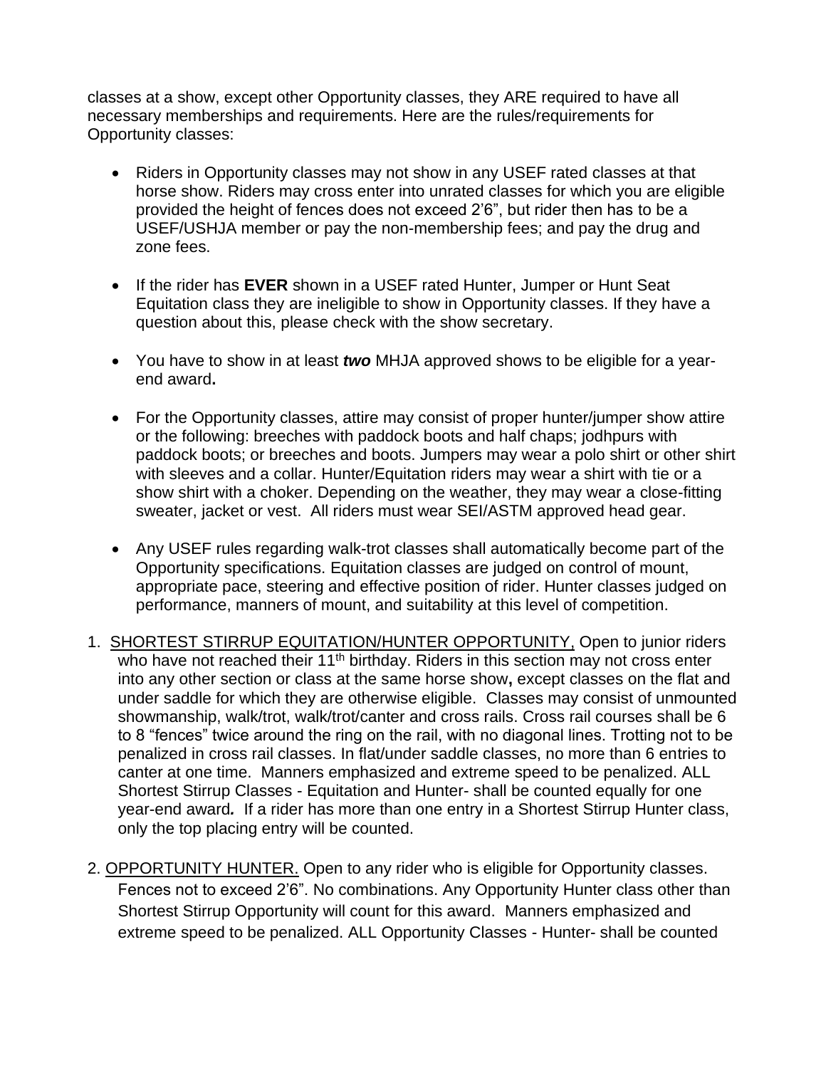classes at a show, except other Opportunity classes, they ARE required to have all necessary memberships and requirements. Here are the rules/requirements for Opportunity classes:

- Riders in Opportunity classes may not show in any USEF rated classes at that horse show. Riders may cross enter into unrated classes for which you are eligible provided the height of fences does not exceed 2'6", but rider then has to be a USEF/USHJA member or pay the non-membership fees; and pay the drug and zone fees.

- If the rider has **EVER** shown in a USEF rated Hunter, Jumper or Hunt Seat Equitation class they are ineligible to show in Opportunity classes. If they have a question about this, please check with the show secretary.

- You have to show in at least ***two*** MHJA approved shows to be eligible for a year-end award**.**

- For the Opportunity classes, attire may consist of proper hunter/jumper show attire or the following: breeches with paddock boots and half chaps; jodhpurs with paddock boots; or breeches and boots. Jumpers may wear a polo shirt or other shirt with sleeves and a collar. Hunter/Equitation riders may wear a shirt with tie or a show shirt with a choker. Depending on the weather, they may wear a close-fitting sweater, jacket or vest. All riders must wear SEI/ASTM approved head gear.

- Any USEF rules regarding walk-trot classes shall automatically become part of the Opportunity specifications. Equitation classes are judged on control of mount, appropriate pace, steering and effective position of rider. Hunter classes judged on performance, manners of mount, and suitability at this level of competition.

1. <u>SHORTEST STIRRUP EQUITATION/HUNTER OPPORTUNITY,</u> Open to junior riders who have not reached their 11th birthday. Riders in this section may not cross enter into any other section or class at the same horse show**,** except classes on the flat and under saddle for which they are otherwise eligible. Classes may consist of unmounted showmanship, walk/trot, walk/trot/canter and cross rails. Cross rail courses shall be 6 to 8 "fences" twice around the ring on the rail, with no diagonal lines. Trotting not to be penalized in cross rail classes. In flat/under saddle classes, no more than 6 entries to canter at one time. Manners emphasized and extreme speed to be penalized. ALL Shortest Stirrup Classes - Equitation and Hunter- shall be counted equally for one year-end award***.*** If a rider has more than one entry in a Shortest Stirrup Hunter class, only the top placing entry will be counted.

2. <u>OPPORTUNITY HUNTER.</u> Open to any rider who is eligible for Opportunity classes. Fences not to exceed 2'6". No combinations. Any Opportunity Hunter class other than Shortest Stirrup Opportunity will count for this award. Manners emphasized and extreme speed to be penalized. ALL Opportunity Classes - Hunter- shall be counted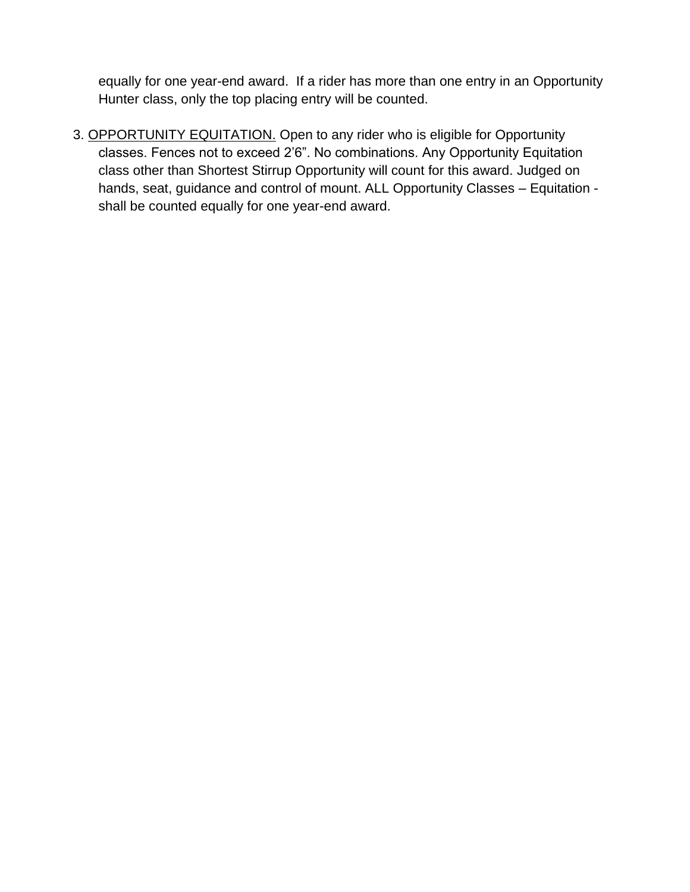equally for one year-end award.  If a rider has more than one entry in an Opportunity Hunter class, only the top placing entry will be counted.

3. <u>OPPORTUNITY EQUITATION.</u> Open to any rider who is eligible for Opportunity classes. Fences not to exceed 2’6”. No combinations. Any Opportunity Equitation class other than Shortest Stirrup Opportunity will count for this award. Judged on hands, seat, guidance and control of mount. ALL Opportunity Classes – Equitation - shall be counted equally for one year-end award.